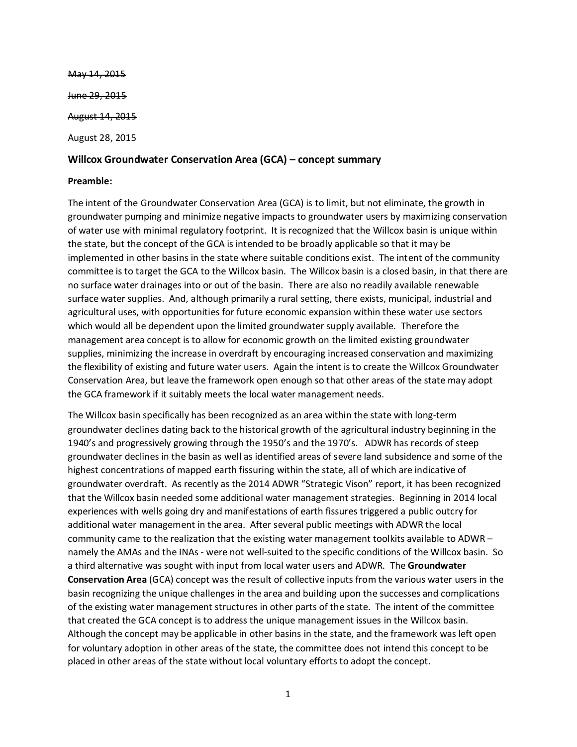~~May 14, 2015~~

~~June 29, 2015~~

~~August 14, 2015~~

August 28, 2015

### Willcox Groundwater Conservation Area (GCA) – concept summary

**Preamble:**

The intent of the Groundwater Conservation Area (GCA) is to limit, but not eliminate, the growth in groundwater pumping and minimize negative impacts to groundwater users by maximizing conservation of water use with minimal regulatory footprint. It is recognized that the Willcox basin is unique within the state, but the concept of the GCA is intended to be broadly applicable so that it may be implemented in other basins in the state where suitable conditions exist. The intent of the community committee is to target the GCA to the Willcox basin. The Willcox basin is a closed basin, in that there are no surface water drainages into or out of the basin. There are also no readily available renewable surface water supplies. And, although primarily a rural setting, there exists, municipal, industrial and agricultural uses, with opportunities for future economic expansion within these water use sectors which would all be dependent upon the limited groundwater supply available. Therefore the management area concept is to allow for economic growth on the limited existing groundwater supplies, minimizing the increase in overdraft by encouraging increased conservation and maximizing the flexibility of existing and future water users. Again the intent is to create the Willcox Groundwater Conservation Area, but leave the framework open enough so that other areas of the state may adopt the GCA framework if it suitably meets the local water management needs.

The Willcox basin specifically has been recognized as an area within the state with long-term groundwater declines dating back to the historical growth of the agricultural industry beginning in the 1940's and progressively growing through the 1950's and the 1970's. ADWR has records of steep groundwater declines in the basin as well as identified areas of severe land subsidence and some of the highest concentrations of mapped earth fissuring within the state, all of which are indicative of groundwater overdraft. As recently as the 2014 ADWR "Strategic Vison" report, it has been recognized that the Willcox basin needed some additional water management strategies. Beginning in 2014 local experiences with wells going dry and manifestations of earth fissures triggered a public outcry for additional water management in the area. After several public meetings with ADWR the local community came to the realization that the existing water management toolkits available to ADWR – namely the AMAs and the INAs - were not well-suited to the specific conditions of the Willcox basin. So a third alternative was sought with input from local water users and ADWR. The **Groundwater Conservation Area** (GCA) concept was the result of collective inputs from the various water users in the basin recognizing the unique challenges in the area and building upon the successes and complications of the existing water management structures in other parts of the state. The intent of the committee that created the GCA concept is to address the unique management issues in the Willcox basin. Although the concept may be applicable in other basins in the state, and the framework was left open for voluntary adoption in other areas of the state, the committee does not intend this concept to be placed in other areas of the state without local voluntary efforts to adopt the concept.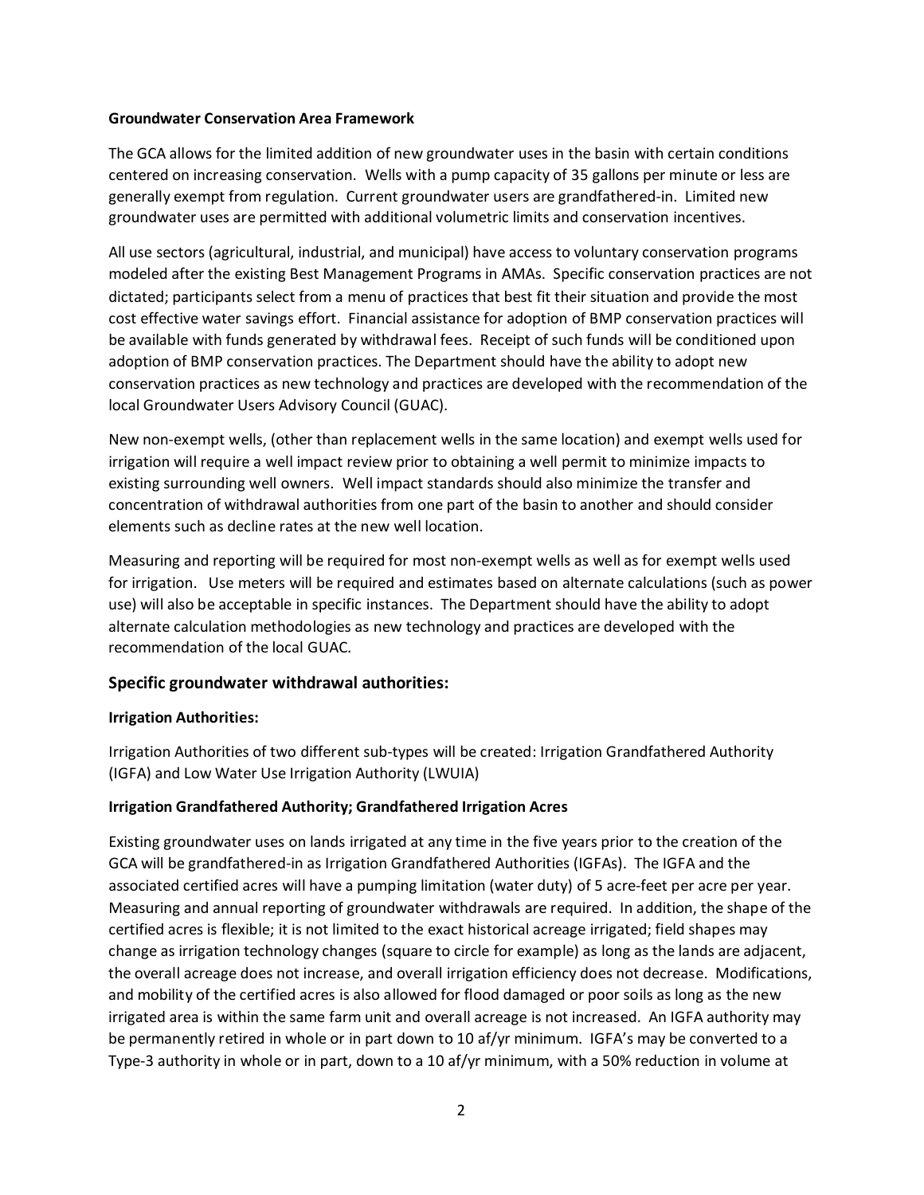**Groundwater Conservation Area Framework**

The GCA allows for the limited addition of new groundwater uses in the basin with certain conditions centered on increasing conservation. Wells with a pump capacity of 35 gallons per minute or less are generally exempt from regulation. Current groundwater users are grandfathered-in. Limited new groundwater uses are permitted with additional volumetric limits and conservation incentives.

All use sectors (agricultural, industrial, and municipal) have access to voluntary conservation programs modeled after the existing Best Management Programs in AMAs. Specific conservation practices are not dictated; participants select from a menu of practices that best fit their situation and provide the most cost effective water savings effort. Financial assistance for adoption of BMP conservation practices will be available with funds generated by withdrawal fees. Receipt of such funds will be conditioned upon adoption of BMP conservation practices. The Department should have the ability to adopt new conservation practices as new technology and practices are developed with the recommendation of the local Groundwater Users Advisory Council (GUAC).

New non-exempt wells, (other than replacement wells in the same location) and exempt wells used for irrigation will require a well impact review prior to obtaining a well permit to minimize impacts to existing surrounding well owners. Well impact standards should also minimize the transfer and concentration of withdrawal authorities from one part of the basin to another and should consider elements such as decline rates at the new well location.

Measuring and reporting will be required for most non-exempt wells as well as for exempt wells used for irrigation. Use meters will be required and estimates based on alternate calculations (such as power use) will also be acceptable in specific instances. The Department should have the ability to adopt alternate calculation methodologies as new technology and practices are developed with the recommendation of the local GUAC.

## Specific groundwater withdrawal authorities:

**Irrigation Authorities:**

Irrigation Authorities of two different sub-types will be created: Irrigation Grandfathered Authority (IGFA) and Low Water Use Irrigation Authority (LWUIA)

**Irrigation Grandfathered Authority; Grandfathered Irrigation Acres**

Existing groundwater uses on lands irrigated at any time in the five years prior to the creation of the GCA will be grandfathered-in as Irrigation Grandfathered Authorities (IGFAs). The IGFA and the associated certified acres will have a pumping limitation (water duty) of 5 acre-feet per acre per year. Measuring and annual reporting of groundwater withdrawals are required. In addition, the shape of the certified acres is flexible; it is not limited to the exact historical acreage irrigated; field shapes may change as irrigation technology changes (square to circle for example) as long as the lands are adjacent, the overall acreage does not increase, and overall irrigation efficiency does not decrease. Modifications, and mobility of the certified acres is also allowed for flood damaged or poor soils as long as the new irrigated area is within the same farm unit and overall acreage is not increased. An IGFA authority may be permanently retired in whole or in part down to 10 af/yr minimum. IGFA's may be converted to a Type-3 authority in whole or in part, down to a 10 af/yr minimum, with a 50% reduction in volume at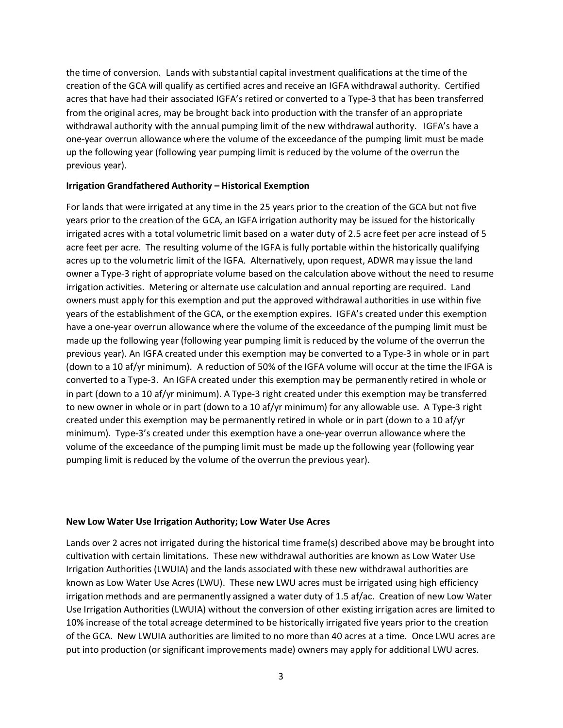the time of conversion. Lands with substantial capital investment qualifications at the time of the creation of the GCA will qualify as certified acres and receive an IGFA withdrawal authority. Certified acres that have had their associated IGFA's retired or converted to a Type-3 that has been transferred from the original acres, may be brought back into production with the transfer of an appropriate withdrawal authority with the annual pumping limit of the new withdrawal authority. IGFA's have a one-year overrun allowance where the volume of the exceedance of the pumping limit must be made up the following year (following year pumping limit is reduced by the volume of the overrun the previous year).

**Irrigation Grandfathered Authority – Historical Exemption**

For lands that were irrigated at any time in the 25 years prior to the creation of the GCA but not five years prior to the creation of the GCA, an IGFA irrigation authority may be issued for the historically irrigated acres with a total volumetric limit based on a water duty of 2.5 acre feet per acre instead of 5 acre feet per acre. The resulting volume of the IGFA is fully portable within the historically qualifying acres up to the volumetric limit of the IGFA. Alternatively, upon request, ADWR may issue the land owner a Type-3 right of appropriate volume based on the calculation above without the need to resume irrigation activities. Metering or alternate use calculation and annual reporting are required. Land owners must apply for this exemption and put the approved withdrawal authorities in use within five years of the establishment of the GCA, or the exemption expires. IGFA's created under this exemption have a one-year overrun allowance where the volume of the exceedance of the pumping limit must be made up the following year (following year pumping limit is reduced by the volume of the overrun the previous year). An IGFA created under this exemption may be converted to a Type-3 in whole or in part (down to a 10 af/yr minimum). A reduction of 50% of the IGFA volume will occur at the time the IFGA is converted to a Type-3. An IGFA created under this exemption may be permanently retired in whole or in part (down to a 10 af/yr minimum). A Type-3 right created under this exemption may be transferred to new owner in whole or in part (down to a 10 af/yr minimum) for any allowable use. A Type-3 right created under this exemption may be permanently retired in whole or in part (down to a 10 af/yr minimum). Type-3's created under this exemption have a one-year overrun allowance where the volume of the exceedance of the pumping limit must be made up the following year (following year pumping limit is reduced by the volume of the overrun the previous year).

**New Low Water Use Irrigation Authority; Low Water Use Acres**

Lands over 2 acres not irrigated during the historical time frame(s) described above may be brought into cultivation with certain limitations. These new withdrawal authorities are known as Low Water Use Irrigation Authorities (LWUIA) and the lands associated with these new withdrawal authorities are known as Low Water Use Acres (LWU). These new LWU acres must be irrigated using high efficiency irrigation methods and are permanently assigned a water duty of 1.5 af/ac. Creation of new Low Water Use Irrigation Authorities (LWUIA) without the conversion of other existing irrigation acres are limited to 10% increase of the total acreage determined to be historically irrigated five years prior to the creation of the GCA. New LWUIA authorities are limited to no more than 40 acres at a time. Once LWU acres are put into production (or significant improvements made) owners may apply for additional LWU acres.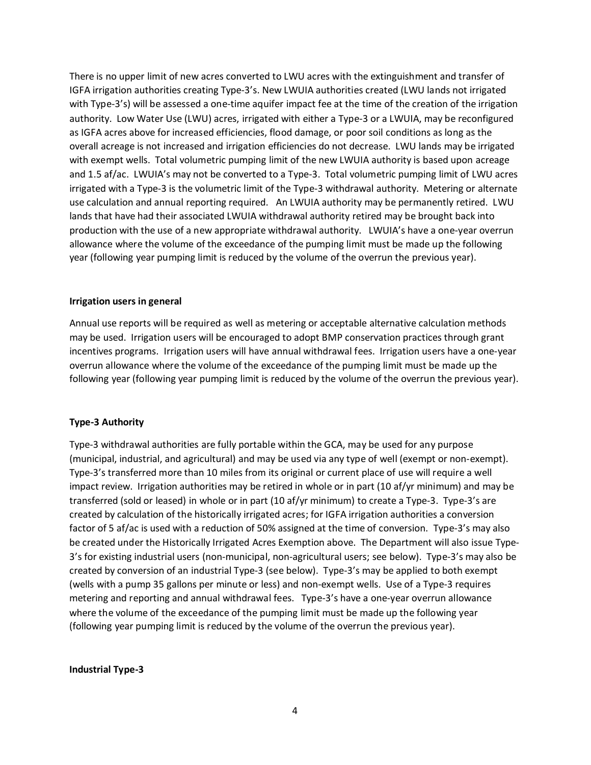There is no upper limit of new acres converted to LWU acres with the extinguishment and transfer of IGFA irrigation authorities creating Type-3's. New LWUIA authorities created (LWU lands not irrigated with Type-3's) will be assessed a one-time aquifer impact fee at the time of the creation of the irrigation authority. Low Water Use (LWU) acres, irrigated with either a Type-3 or a LWUIA, may be reconfigured as IGFA acres above for increased efficiencies, flood damage, or poor soil conditions as long as the overall acreage is not increased and irrigation efficiencies do not decrease. LWU lands may be irrigated with exempt wells. Total volumetric pumping limit of the new LWUIA authority is based upon acreage and 1.5 af/ac. LWUIA's may not be converted to a Type-3. Total volumetric pumping limit of LWU acres irrigated with a Type-3 is the volumetric limit of the Type-3 withdrawal authority. Metering or alternate use calculation and annual reporting required. An LWUIA authority may be permanently retired. LWU lands that have had their associated LWUIA withdrawal authority retired may be brought back into production with the use of a new appropriate withdrawal authority. LWUIA's have a one-year overrun allowance where the volume of the exceedance of the pumping limit must be made up the following year (following year pumping limit is reduced by the volume of the overrun the previous year).

**Irrigation users in general**

Annual use reports will be required as well as metering or acceptable alternative calculation methods may be used. Irrigation users will be encouraged to adopt BMP conservation practices through grant incentives programs. Irrigation users will have annual withdrawal fees. Irrigation users have a one-year overrun allowance where the volume of the exceedance of the pumping limit must be made up the following year (following year pumping limit is reduced by the volume of the overrun the previous year).

**Type-3 Authority**

Type-3 withdrawal authorities are fully portable within the GCA, may be used for any purpose (municipal, industrial, and agricultural) and may be used via any type of well (exempt or non-exempt). Type-3's transferred more than 10 miles from its original or current place of use will require a well impact review. Irrigation authorities may be retired in whole or in part (10 af/yr minimum) and may be transferred (sold or leased) in whole or in part (10 af/yr minimum) to create a Type-3. Type-3's are created by calculation of the historically irrigated acres; for IGFA irrigation authorities a conversion factor of 5 af/ac is used with a reduction of 50% assigned at the time of conversion. Type-3's may also be created under the Historically Irrigated Acres Exemption above. The Department will also issue Type-3's for existing industrial users (non-municipal, non-agricultural users; see below). Type-3's may also be created by conversion of an industrial Type-3 (see below). Type-3's may be applied to both exempt (wells with a pump 35 gallons per minute or less) and non-exempt wells. Use of a Type-3 requires metering and reporting and annual withdrawal fees. Type-3's have a one-year overrun allowance where the volume of the exceedance of the pumping limit must be made up the following year (following year pumping limit is reduced by the volume of the overrun the previous year).

**Industrial Type-3**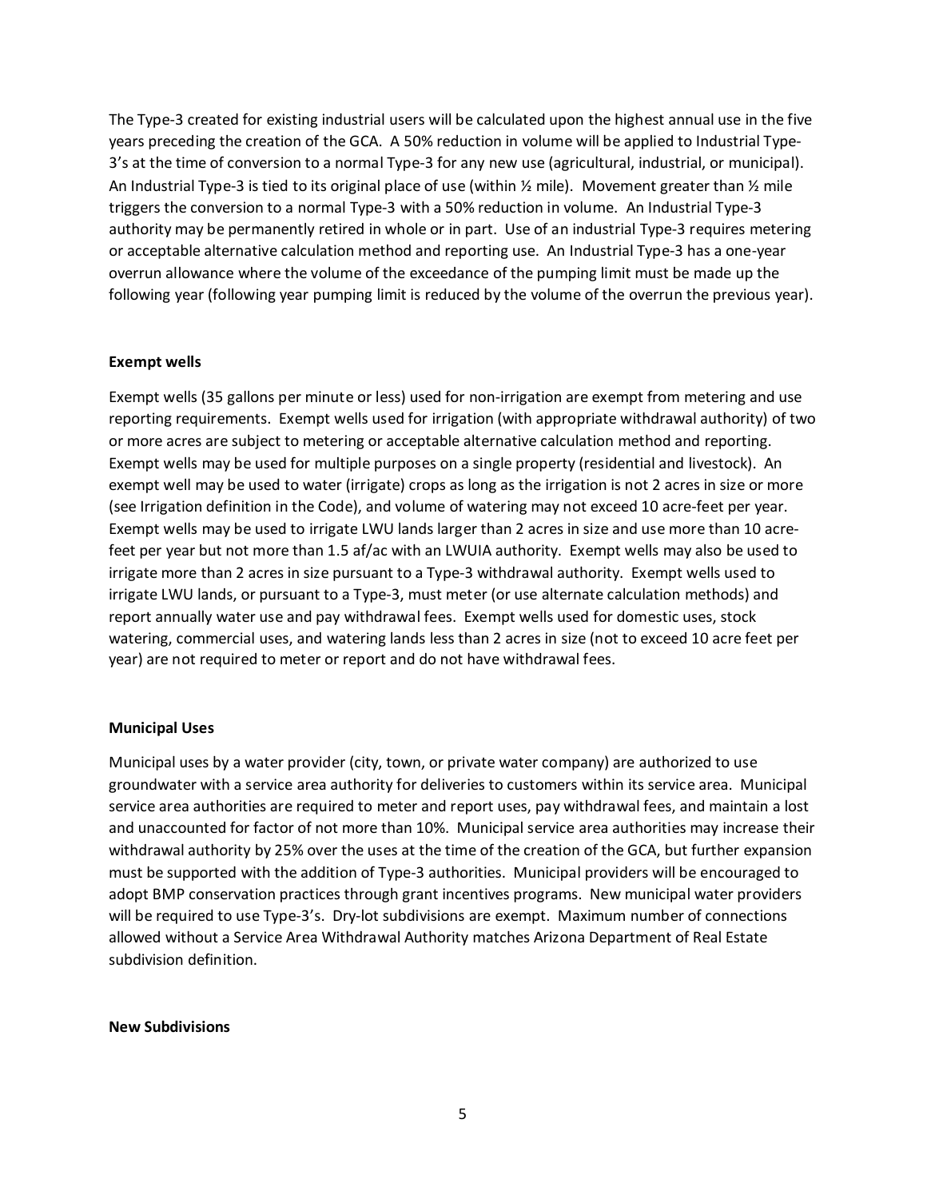The Type-3 created for existing industrial users will be calculated upon the highest annual use in the five years preceding the creation of the GCA. A 50% reduction in volume will be applied to Industrial Type-3's at the time of conversion to a normal Type-3 for any new use (agricultural, industrial, or municipal). An Industrial Type-3 is tied to its original place of use (within ½ mile). Movement greater than ½ mile triggers the conversion to a normal Type-3 with a 50% reduction in volume. An Industrial Type-3 authority may be permanently retired in whole or in part. Use of an industrial Type-3 requires metering or acceptable alternative calculation method and reporting use. An Industrial Type-3 has a one-year overrun allowance where the volume of the exceedance of the pumping limit must be made up the following year (following year pumping limit is reduced by the volume of the overrun the previous year).

**Exempt wells**

Exempt wells (35 gallons per minute or less) used for non-irrigation are exempt from metering and use reporting requirements. Exempt wells used for irrigation (with appropriate withdrawal authority) of two or more acres are subject to metering or acceptable alternative calculation method and reporting. Exempt wells may be used for multiple purposes on a single property (residential and livestock). An exempt well may be used to water (irrigate) crops as long as the irrigation is not 2 acres in size or more (see Irrigation definition in the Code), and volume of watering may not exceed 10 acre-feet per year. Exempt wells may be used to irrigate LWU lands larger than 2 acres in size and use more than 10 acre-feet per year but not more than 1.5 af/ac with an LWUIA authority. Exempt wells may also be used to irrigate more than 2 acres in size pursuant to a Type-3 withdrawal authority. Exempt wells used to irrigate LWU lands, or pursuant to a Type-3, must meter (or use alternate calculation methods) and report annually water use and pay withdrawal fees. Exempt wells used for domestic uses, stock watering, commercial uses, and watering lands less than 2 acres in size (not to exceed 10 acre feet per year) are not required to meter or report and do not have withdrawal fees.

**Municipal Uses**

Municipal uses by a water provider (city, town, or private water company) are authorized to use groundwater with a service area authority for deliveries to customers within its service area. Municipal service area authorities are required to meter and report uses, pay withdrawal fees, and maintain a lost and unaccounted for factor of not more than 10%. Municipal service area authorities may increase their withdrawal authority by 25% over the uses at the time of the creation of the GCA, but further expansion must be supported with the addition of Type-3 authorities. Municipal providers will be encouraged to adopt BMP conservation practices through grant incentives programs. New municipal water providers will be required to use Type-3's. Dry-lot subdivisions are exempt. Maximum number of connections allowed without a Service Area Withdrawal Authority matches Arizona Department of Real Estate subdivision definition.

**New Subdivisions**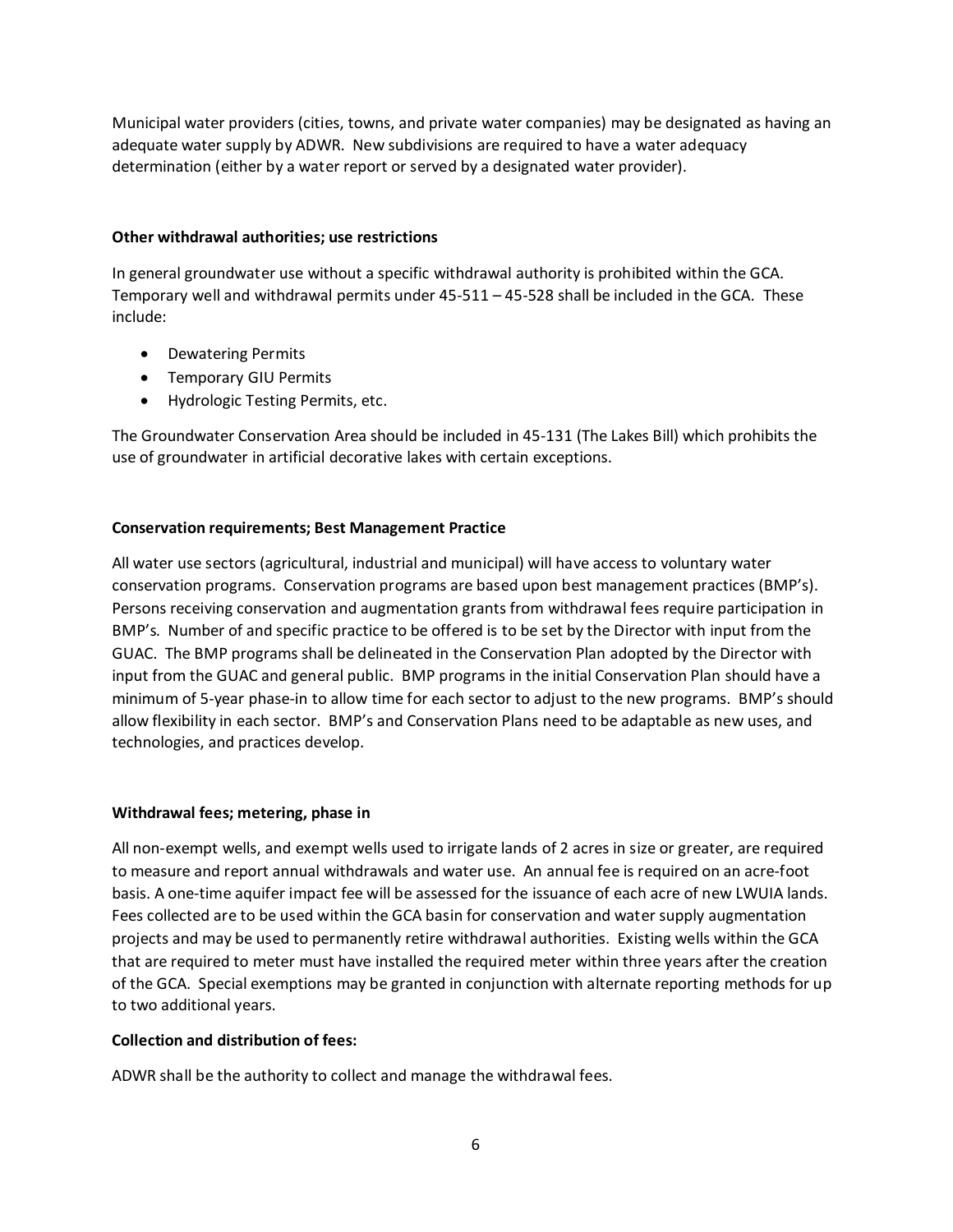Municipal water providers (cities, towns, and private water companies) may be designated as having an adequate water supply by ADWR. New subdivisions are required to have a water adequacy determination (either by a water report or served by a designated water provider).

**Other withdrawal authorities; use restrictions**

In general groundwater use without a specific withdrawal authority is prohibited within the GCA. Temporary well and withdrawal permits under 45-511 – 45-528 shall be included in the GCA. These include:

- Dewatering Permits
- Temporary GIU Permits
- Hydrologic Testing Permits, etc.

The Groundwater Conservation Area should be included in 45-131 (The Lakes Bill) which prohibits the use of groundwater in artificial decorative lakes with certain exceptions.

**Conservation requirements; Best Management Practice**

All water use sectors (agricultural, industrial and municipal) will have access to voluntary water conservation programs. Conservation programs are based upon best management practices (BMP's). Persons receiving conservation and augmentation grants from withdrawal fees require participation in BMP's. Number of and specific practice to be offered is to be set by the Director with input from the GUAC. The BMP programs shall be delineated in the Conservation Plan adopted by the Director with input from the GUAC and general public. BMP programs in the initial Conservation Plan should have a minimum of 5-year phase-in to allow time for each sector to adjust to the new programs. BMP's should allow flexibility in each sector. BMP's and Conservation Plans need to be adaptable as new uses, and technologies, and practices develop.

**Withdrawal fees; metering, phase in**

All non-exempt wells, and exempt wells used to irrigate lands of 2 acres in size or greater, are required to measure and report annual withdrawals and water use. An annual fee is required on an acre-foot basis. A one-time aquifer impact fee will be assessed for the issuance of each acre of new LWUIA lands. Fees collected are to be used within the GCA basin for conservation and water supply augmentation projects and may be used to permanently retire withdrawal authorities. Existing wells within the GCA that are required to meter must have installed the required meter within three years after the creation of the GCA. Special exemptions may be granted in conjunction with alternate reporting methods for up to two additional years.

**Collection and distribution of fees:**

ADWR shall be the authority to collect and manage the withdrawal fees.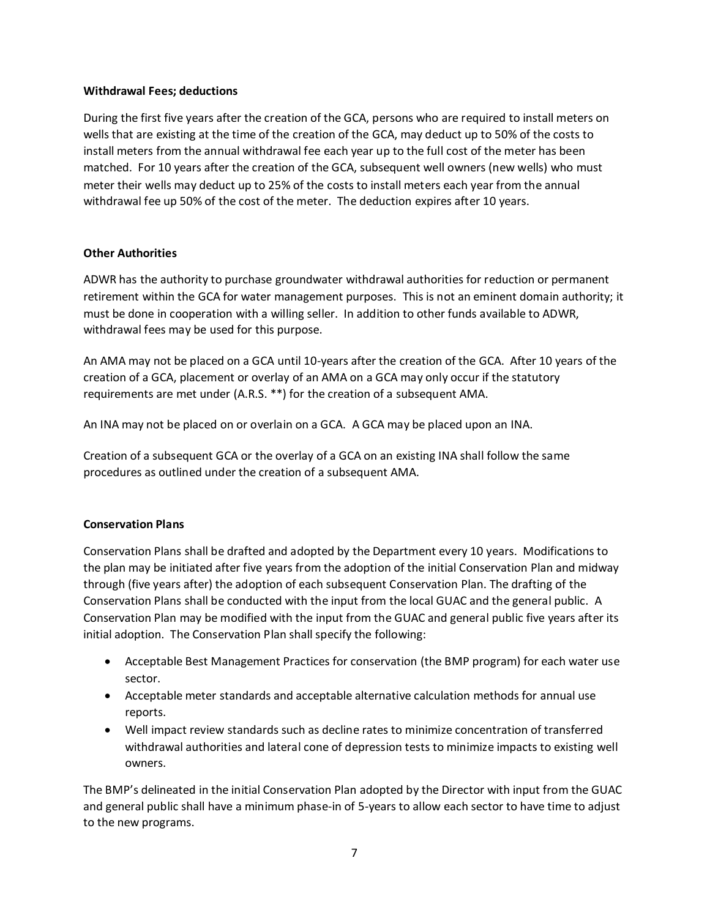**Withdrawal Fees; deductions**

During the first five years after the creation of the GCA, persons who are required to install meters on wells that are existing at the time of the creation of the GCA, may deduct up to 50% of the costs to install meters from the annual withdrawal fee each year up to the full cost of the meter has been matched. For 10 years after the creation of the GCA, subsequent well owners (new wells) who must meter their wells may deduct up to 25% of the costs to install meters each year from the annual withdrawal fee up 50% of the cost of the meter. The deduction expires after 10 years.

**Other Authorities**

ADWR has the authority to purchase groundwater withdrawal authorities for reduction or permanent retirement within the GCA for water management purposes. This is not an eminent domain authority; it must be done in cooperation with a willing seller. In addition to other funds available to ADWR, withdrawal fees may be used for this purpose.

An AMA may not be placed on a GCA until 10-years after the creation of the GCA. After 10 years of the creation of a GCA, placement or overlay of an AMA on a GCA may only occur if the statutory requirements are met under (A.R.S. **) for the creation of a subsequent AMA.

An INA may not be placed on or overlain on a GCA. A GCA may be placed upon an INA.

Creation of a subsequent GCA or the overlay of a GCA on an existing INA shall follow the same procedures as outlined under the creation of a subsequent AMA.

**Conservation Plans**

Conservation Plans shall be drafted and adopted by the Department every 10 years. Modifications to the plan may be initiated after five years from the adoption of the initial Conservation Plan and midway through (five years after) the adoption of each subsequent Conservation Plan. The drafting of the Conservation Plans shall be conducted with the input from the local GUAC and the general public. A Conservation Plan may be modified with the input from the GUAC and general public five years after its initial adoption. The Conservation Plan shall specify the following:

- Acceptable Best Management Practices for conservation (the BMP program) for each water use sector.
- Acceptable meter standards and acceptable alternative calculation methods for annual use reports.
- Well impact review standards such as decline rates to minimize concentration of transferred withdrawal authorities and lateral cone of depression tests to minimize impacts to existing well owners.

The BMP's delineated in the initial Conservation Plan adopted by the Director with input from the GUAC and general public shall have a minimum phase-in of 5-years to allow each sector to have time to adjust to the new programs.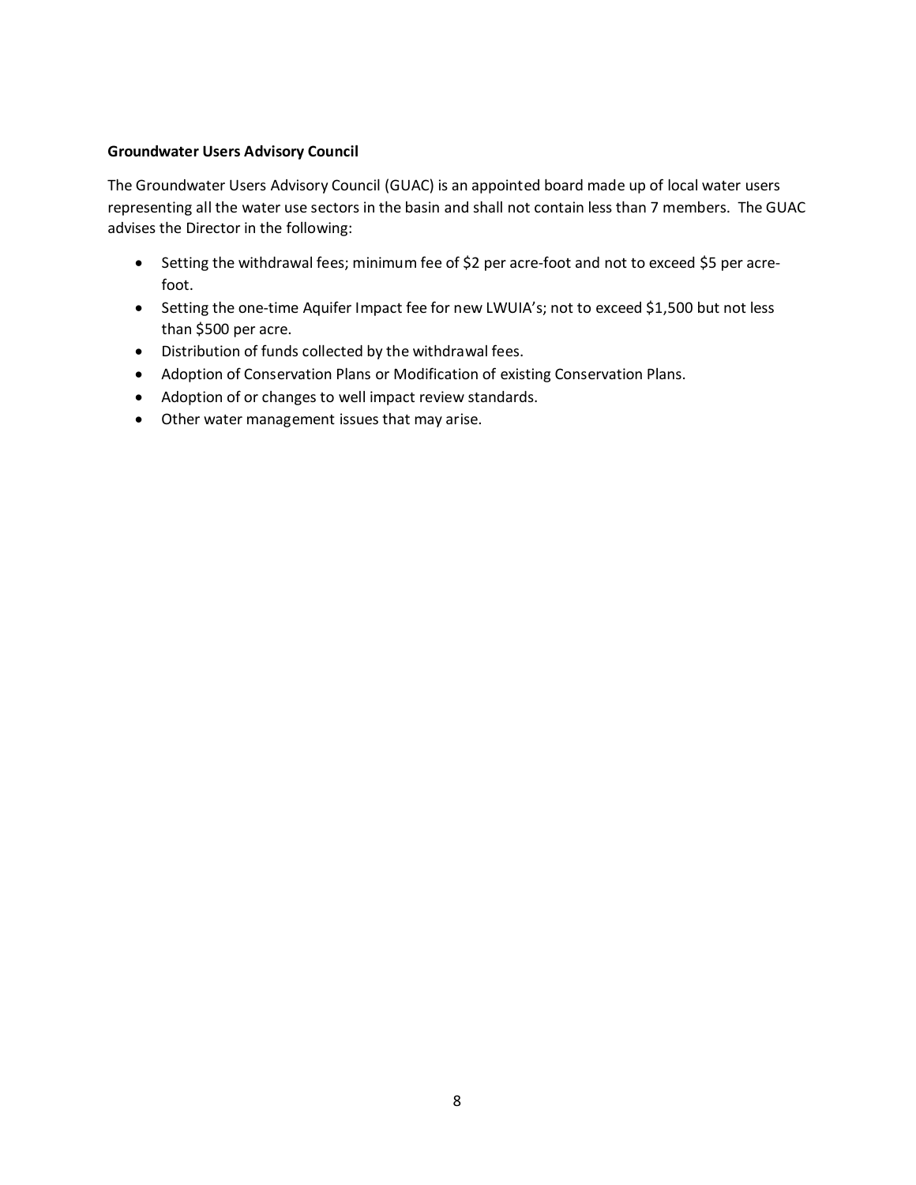**Groundwater Users Advisory Council**

The Groundwater Users Advisory Council (GUAC) is an appointed board made up of local water users representing all the water use sectors in the basin and shall not contain less than 7 members. The GUAC advises the Director in the following:

- Setting the withdrawal fees; minimum fee of $2 per acre-foot and not to exceed $5 per acre-foot.
- Setting the one-time Aquifer Impact fee for new LWUIA's; not to exceed $1,500 but not less than $500 per acre.
- Distribution of funds collected by the withdrawal fees.
- Adoption of Conservation Plans or Modification of existing Conservation Plans.
- Adoption of or changes to well impact review standards.
- Other water management issues that may arise.